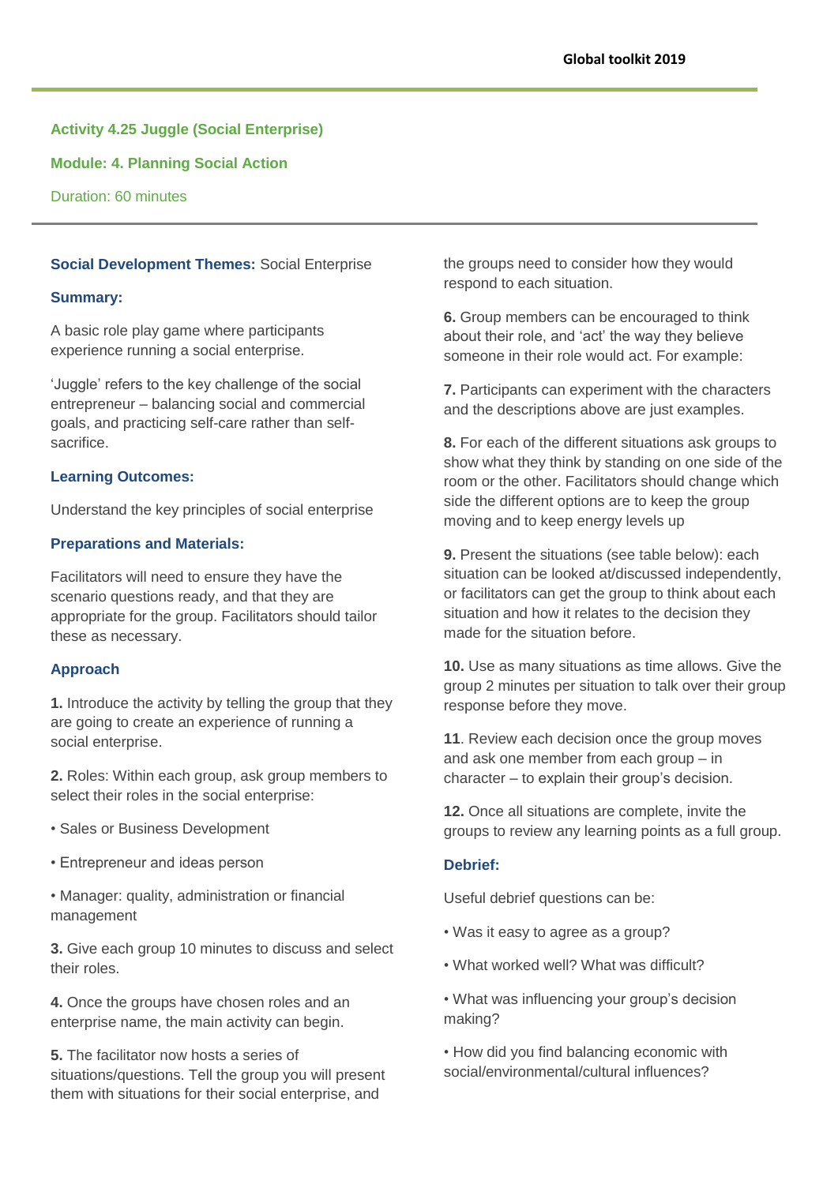### Activity 4.25 Juggle (Social Enterprise)

**Module: 4. Planning Social Action**

Duration: 60 minutes

**Social Development Themes:** Social Enterprise

**Summary:**

A basic role play game where participants experience running a social enterprise.

'Juggle' refers to the key challenge of the social entrepreneur – balancing social and commercial goals, and practicing self-care rather than self-sacrifice.

**Learning Outcomes:**

Understand the key principles of social enterprise

**Preparations and Materials:**

Facilitators will need to ensure they have the scenario questions ready, and that they are appropriate for the group. Facilitators should tailor these as necessary.

**Approach**

**1.** Introduce the activity by telling the group that they are going to create an experience of running a social enterprise.

**2.** Roles: Within each group, ask group members to select their roles in the social enterprise:

- Sales or Business Development
- Entrepreneur and ideas person
- Manager: quality, administration or financial management

**3.** Give each group 10 minutes to discuss and select their roles.

**4.** Once the groups have chosen roles and an enterprise name, the main activity can begin.

**5.** The facilitator now hosts a series of situations/questions. Tell the group you will present them with situations for their social enterprise, and the groups need to consider how they would respond to each situation.

**6.** Group members can be encouraged to think about their role, and 'act' the way they believe someone in their role would act. For example:

**7.** Participants can experiment with the characters and the descriptions above are just examples.

**8.** For each of the different situations ask groups to show what they think by standing on one side of the room or the other. Facilitators should change which side the different options are to keep the group moving and to keep energy levels up

**9.** Present the situations (see table below): each situation can be looked at/discussed independently, or facilitators can get the group to think about each situation and how it relates to the decision they made for the situation before.

**10.** Use as many situations as time allows. Give the group 2 minutes per situation to talk over their group response before they move.

**11**. Review each decision once the group moves and ask one member from each group – in character – to explain their group's decision.

**12.** Once all situations are complete, invite the groups to review any learning points as a full group.

**Debrief:**

Useful debrief questions can be:

- Was it easy to agree as a group?
- What worked well? What was difficult?
- What was influencing your group's decision making?
- How did you find balancing economic with social/environmental/cultural influences?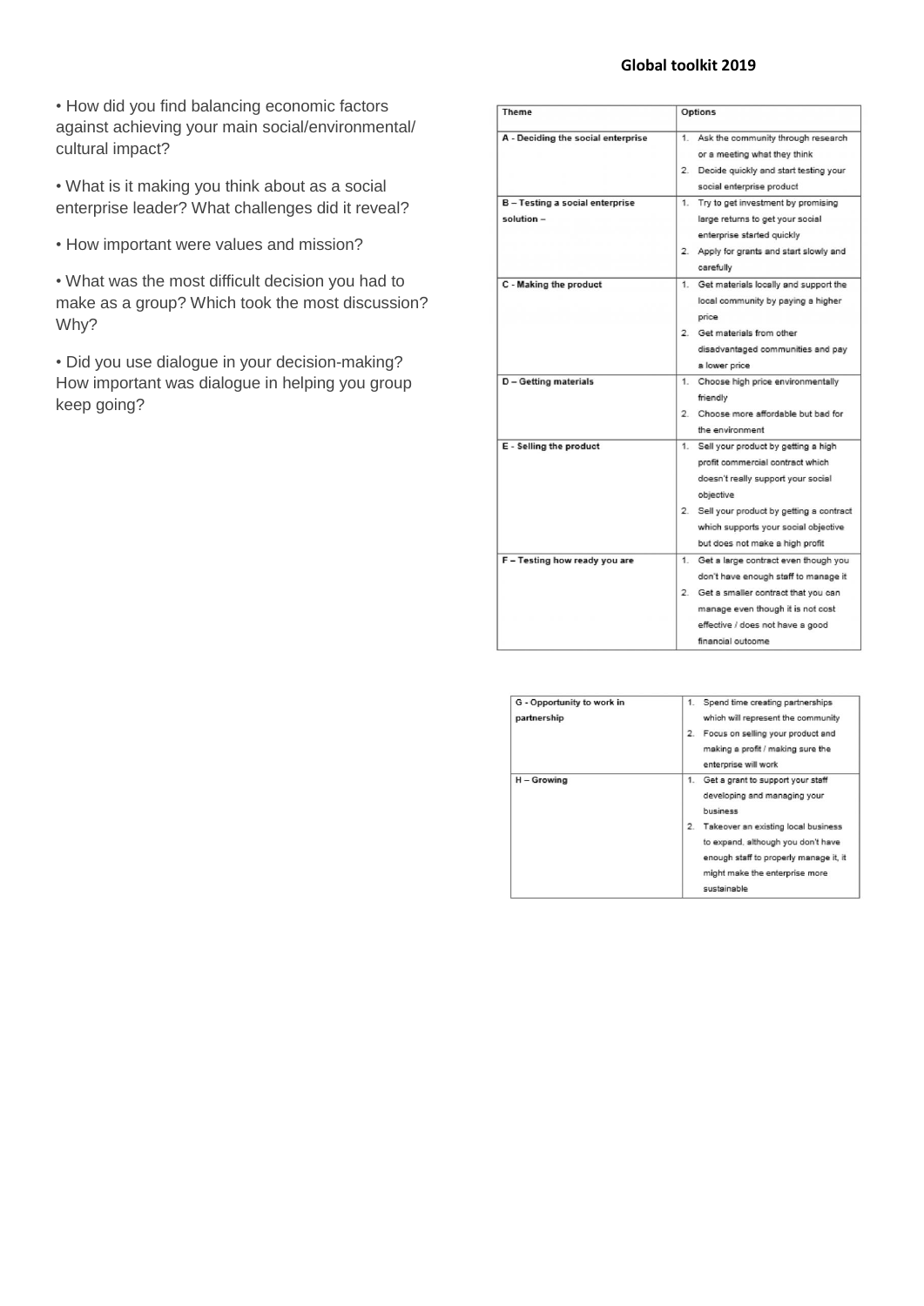- How did you find balancing economic factors against achieving your main social/environmental/ cultural impact?
- What is it making you think about as a social enterprise leader? What challenges did it reveal?
- How important were values and mission?
- What was the most difficult decision you had to make as a group? Which took the most discussion? Why?
- Did you use dialogue in your decision-making? How important was dialogue in helping you group keep going?

| Theme | Options |
| --- | --- |
| A - Deciding the social enterprise | 1. Ask the community through research or a meeting what they think<br>2. Decide quickly and start testing your social enterprise product |
| B – Testing a social enterprise solution – | 1. Try to get investment by promising large returns to get your social enterprise started quickly<br>2. Apply for grants and start slowly and carefully |
| C - Making the product | 1. Get materials locally and support the local community by paying a higher price<br>2. Get materials from other disadvantaged communities and pay a lower price |
| D – Getting materials | 1. Choose high price environmentally friendly<br>2. Choose more affordable but bad for the environment |
| E - Selling the product | 1. Sell your product by getting a high profit commercial contract which doesn't really support your social objective<br>2. Sell your product by getting a contract which supports your social objective but does not make a high profit |
| F – Testing how ready you are | 1. Get a large contract even though you don't have enough staff to manage it<br>2. Get a smaller contract that you can manage even though it is not cost effective / does not have a good financial outcome |
| G - Opportunity to work in partnership | 1. Spend time creating partnerships which will represent the community<br>2. Focus on selling your product and making a profit / making sure the enterprise will work |
| H – Growing | 1. Get a grant to support your staff developing and managing your business<br>2. Takeover an existing local business to expand, although you don't have enough staff to properly manage it, it might make the enterprise more sustainable |